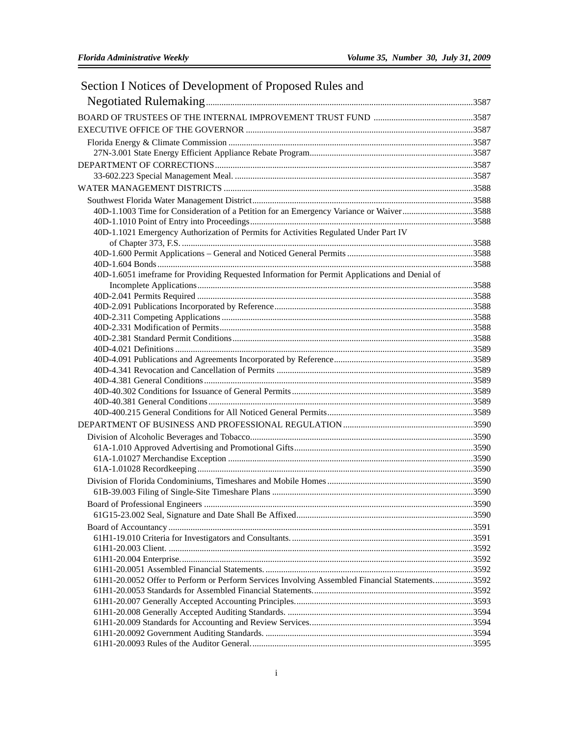# Section I Notices of Development of Proposed Rules and Negotiated Rulemaking .....3587

BOARD OF TRUSTEES OF THE INTERNAL IMPROVEMENT TRUST FUND .....3587

EXECUTIVE OFFICE OF THE GOVERNOR .....3587

Florida Energy & Climate Commission .....3587

27N-3.001 State Energy Efficient Appliance Rebate Program.....3587

DEPARTMENT OF CORRECTIONS.....3587

33-602.223 Special Management Meal. .....3587

WATER MANAGEMENT DISTRICTS .....3588

Southwest Florida Water Management District.....3588

40D-1.1003 Time for Consideration of a Petition for an Emergency Variance or Waiver.....3588

40D-1.1010 Point of Entry into Proceedings.....3588

40D-1.1021 Emergency Authorization of Permits for Activities Regulated Under Part IV of Chapter 373, F.S. .....3588

40D-1.600 Permit Applications – General and Noticed General Permits .....3588

40D-1.604 Bonds.....3588

40D-1.6051 imeframe for Providing Requested Information for Permit Applications and Denial of Incomplete Applications.....3588

40D-2.041 Permits Required .....3588

40D-2.091 Publications Incorporated by Reference.....3588

40D-2.311 Competing Applications .....3588

40D-2.331 Modification of Permits.....3588

40D-2.381 Standard Permit Conditions.....3588

40D-4.021 Definitions .....3589

40D-4.091 Publications and Agreements Incorporated by Reference.....3589

40D-4.341 Revocation and Cancellation of Permits .....3589

40D-4.381 General Conditions.....3589

40D-40.302 Conditions for Issuance of General Permits.....3589

40D-40.381 General Conditions.....3589

40D-400.215 General Conditions for All Noticed General Permits.....3589

DEPARTMENT OF BUSINESS AND PROFESSIONAL REGULATION.....3590

Division of Alcoholic Beverages and Tobacco.....3590

61A-1.010 Approved Advertising and Promotional Gifts.....3590

61A-1.01027 Merchandise Exception .....3590

61A-1.01028 Recordkeeping.....3590

Division of Florida Condominiums, Timeshares and Mobile Homes.....3590

61B-39.003 Filing of Single-Site Timeshare Plans .....3590

Board of Professional Engineers .....3590

61G15-23.002 Seal, Signature and Date Shall Be Affixed.....3590

Board of Accountancy.....3591

61H1-19.010 Criteria for Investigators and Consultants......3591

61H1-20.003 Client. .....3592

61H1-20.004 Enterprise......3592

61H1-20.0051 Assembled Financial Statements. .....3592

61H1-20.0052 Offer to Perform or Perform Services Involving Assembled Financial Statements......3592

61H1-20.0053 Standards for Assembled Financial Statements......3592

61H1-20.007 Generally Accepted Accounting Principles......3593

61H1-20.008 Generally Accepted Auditing Standards. .....3594

61H1-20.009 Standards for Accounting and Review Services......3594

61H1-20.0092 Government Auditing Standards. .....3594

61H1-20.0093 Rules of the Auditor General......3595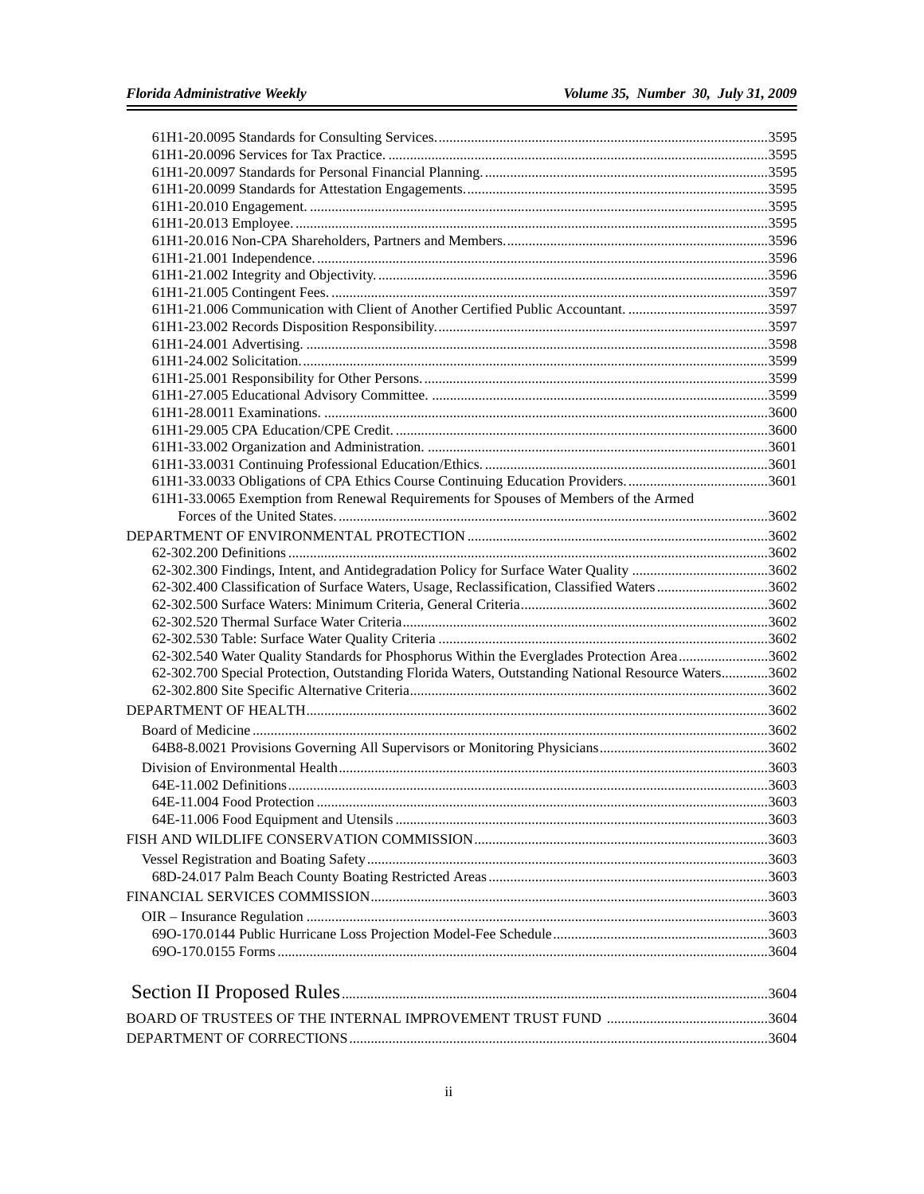61H1-20.0095 Standards for Consulting Services..........3595
61H1-20.0096 Services for Tax Practice..........3595
61H1-20.0097 Standards for Personal Financial Planning..........3595
61H1-20.0099 Standards for Attestation Engagements..........3595
61H1-20.010 Engagement..........3595
61H1-20.013 Employee..........3595
61H1-20.016 Non-CPA Shareholders, Partners and Members..........3596
61H1-21.001 Independence..........3596
61H1-21.002 Integrity and Objectivity..........3596
61H1-21.005 Contingent Fees..........3597
61H1-21.006 Communication with Client of Another Certified Public Accountant..........3597
61H1-23.002 Records Disposition Responsibility..........3597
61H1-24.001 Advertising..........3598
61H1-24.002 Solicitation..........3599
61H1-25.001 Responsibility for Other Persons..........3599
61H1-27.005 Educational Advisory Committee..........3599
61H1-28.0011 Examinations..........3600
61H1-29.005 CPA Education/CPE Credit..........3600
61H1-33.002 Organization and Administration..........3601
61H1-33.0031 Continuing Professional Education/Ethics..........3601
61H1-33.0033 Obligations of CPA Ethics Course Continuing Education Providers..........3601
61H1-33.0065 Exemption from Renewal Requirements for Spouses of Members of the Armed Forces of the United States..........3602

DEPARTMENT OF ENVIRONMENTAL PROTECTION..........3602
62-302.200 Definitions..........3602
62-302.300 Findings, Intent, and Antidegradation Policy for Surface Water Quality..........3602
62-302.400 Classification of Surface Waters, Usage, Reclassification, Classified Waters..........3602
62-302.500 Surface Waters: Minimum Criteria, General Criteria..........3602
62-302.520 Thermal Surface Water Criteria..........3602
62-302.530 Table: Surface Water Quality Criteria..........3602
62-302.540 Water Quality Standards for Phosphorus Within the Everglades Protection Area..........3602
62-302.700 Special Protection, Outstanding Florida Waters, Outstanding National Resource Waters..........3602
62-302.800 Site Specific Alternative Criteria..........3602

DEPARTMENT OF HEALTH..........3602
Board of Medicine..........3602
64B8-8.0021 Provisions Governing All Supervisors or Monitoring Physicians..........3602
Division of Environmental Health..........3603
64E-11.002 Definitions..........3603
64E-11.004 Food Protection..........3603
64E-11.006 Food Equipment and Utensils..........3603

FISH AND WILDLIFE CONSERVATION COMMISSION..........3603
Vessel Registration and Boating Safety..........3603
68D-24.017 Palm Beach County Boating Restricted Areas..........3603

FINANCIAL SERVICES COMMISSION..........3603
OIR – Insurance Regulation..........3603
69O-170.0144 Public Hurricane Loss Projection Model-Fee Schedule..........3603
69O-170.0155 Forms..........3604

# Section II Proposed Rules..........3604

BOARD OF TRUSTEES OF THE INTERNAL IMPROVEMENT TRUST FUND..........3604
DEPARTMENT OF CORRECTIONS..........3604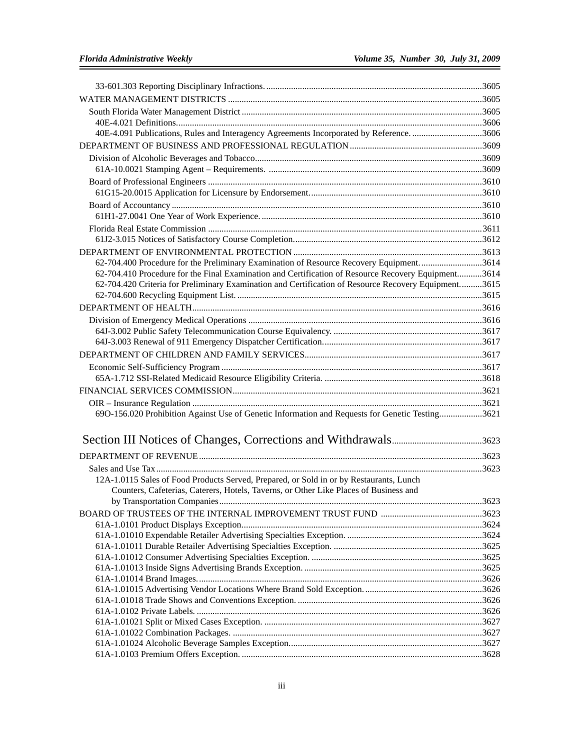33-601.303 Reporting Disciplinary Infractions. ...............................................3605

WATER MANAGEMENT DISTRICTS ...............................................3605

South Florida Water Management District ...............................................3605

40E-4.021 Definitions. ...............................................3606

40E-4.091 Publications, Rules and Interagency Agreements Incorporated by Reference. ...............................................3606

DEPARTMENT OF BUSINESS AND PROFESSIONAL REGULATION ...............................................3609

Division of Alcoholic Beverages and Tobacco ...............................................3609

61A-10.0021 Stamping Agent – Requirements. ...............................................3609

Board of Professional Engineers ...............................................3610

61G15-20.0015 Application for Licensure by Endorsement. ...............................................3610

Board of Accountancy ...............................................3610

61H1-27.0041 One Year of Work Experience. ...............................................3610

Florida Real Estate Commission ...............................................3611

61J2-3.015 Notices of Satisfactory Course Completion. ...............................................3612

DEPARTMENT OF ENVIRONMENTAL PROTECTION ...............................................3613

62-704.400 Procedure for the Preliminary Examination of Resource Recovery Equipment. ...............................................3614

62-704.410 Procedure for the Final Examination and Certification of Resource Recovery Equipment. ...............................................3614

62-704.420 Criteria for Preliminary Examination and Certification of Resource Recovery Equipment. ...............................................3615

62-704.600 Recycling Equipment List. ...............................................3615

DEPARTMENT OF HEALTH ...............................................3616

Division of Emergency Medical Operations ...............................................3616

64J-3.002 Public Safety Telecommunication Course Equivalency. ...............................................3617

64J-3.003 Renewal of 911 Emergency Dispatcher Certification. ...............................................3617

DEPARTMENT OF CHILDREN AND FAMILY SERVICES ...............................................3617

Economic Self-Sufficiency Program ...............................................3617

65A-1.712 SSI-Related Medicaid Resource Eligibility Criteria. ...............................................3618

FINANCIAL SERVICES COMMISSION ...............................................3621

OIR – Insurance Regulation ...............................................3621

69O-156.020 Prohibition Against Use of Genetic Information and Requests for Genetic Testing. ...............................................3621

## Section III Notices of Changes, Corrections and Withdrawals ...............................................3623

DEPARTMENT OF REVENUE ...............................................3623

Sales and Use Tax ...............................................3623

12A-1.0115 Sales of Food Products Served, Prepared, or Sold in or by Restaurants, Lunch Counters, Cafeterias, Caterers, Hotels, Taverns, or Other Like Places of Business and by Transportation Companies ...............................................3623

BOARD OF TRUSTEES OF THE INTERNAL IMPROVEMENT TRUST FUND ...............................................3623

61A-1.0101 Product Displays Exception. ...............................................3624

61A-1.01010 Expendable Retailer Advertising Specialties Exception. ...............................................3624

61A-1.01011 Durable Retailer Advertising Specialties Exception. ...............................................3625

61A-1.01012 Consumer Advertising Specialties Exception. ...............................................3625

61A-1.01013 Inside Signs Advertising Brands Exception. ...............................................3625

61A-1.01014 Brand Images. ...............................................3626

61A-1.01015 Advertising Vendor Locations Where Brand Sold Exception. ...............................................3626

61A-1.01018 Trade Shows and Conventions Exception. ...............................................3626

61A-1.0102 Private Labels. ...............................................3626

61A-1.01021 Split or Mixed Cases Exception. ...............................................3627

61A-1.01022 Combination Packages. ...............................................3627

61A-1.01024 Alcoholic Beverage Samples Exception. ...............................................3627

61A-1.0103 Premium Offers Exception. ...............................................3628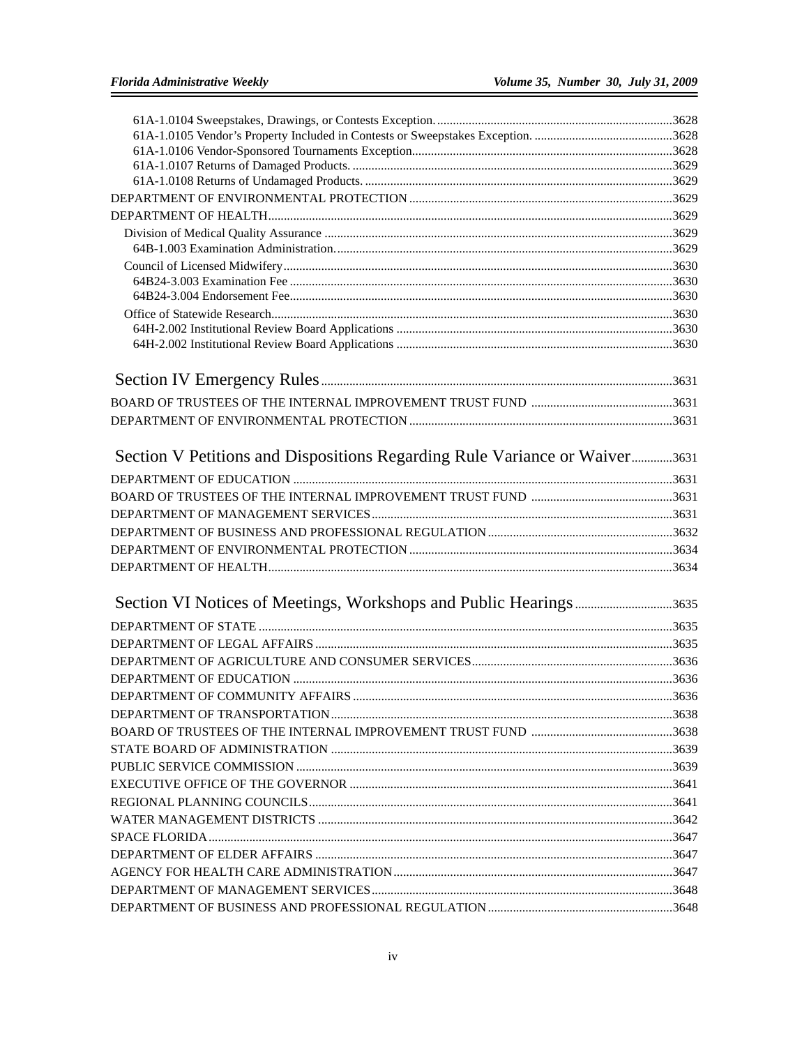61A-1.0104 Sweepstakes, Drawings, or Contests Exception. ....3628
61A-1.0105 Vendor's Property Included in Contests or Sweepstakes Exception. ....3628
61A-1.0106 Vendor-Sponsored Tournaments Exception....3628
61A-1.0107 Returns of Damaged Products. ....3629
61A-1.0108 Returns of Undamaged Products. ....3629
DEPARTMENT OF ENVIRONMENTAL PROTECTION ....3629
DEPARTMENT OF HEALTH....3629
Division of Medical Quality Assurance ....3629
64B-1.003 Examination Administration. ....3629
Council of Licensed Midwifery....3630
64B24-3.003 Examination Fee ....3630
64B24-3.004 Endorsement Fee....3630
Office of Statewide Research....3630
64H-2.002 Institutional Review Board Applications ....3630
64H-2.002 Institutional Review Board Applications ....3630

## Section IV Emergency Rules....3631

BOARD OF TRUSTEES OF THE INTERNAL IMPROVEMENT TRUST FUND ....3631
DEPARTMENT OF ENVIRONMENTAL PROTECTION ....3631

## Section V Petitions and Dispositions Regarding Rule Variance or Waiver....3631

DEPARTMENT OF EDUCATION ....3631
BOARD OF TRUSTEES OF THE INTERNAL IMPROVEMENT TRUST FUND ....3631
DEPARTMENT OF MANAGEMENT SERVICES....3631
DEPARTMENT OF BUSINESS AND PROFESSIONAL REGULATION....3632
DEPARTMENT OF ENVIRONMENTAL PROTECTION ....3634
DEPARTMENT OF HEALTH....3634

## Section VI Notices of Meetings, Workshops and Public Hearings....3635

DEPARTMENT OF STATE ....3635
DEPARTMENT OF LEGAL AFFAIRS....3635
DEPARTMENT OF AGRICULTURE AND CONSUMER SERVICES....3636
DEPARTMENT OF EDUCATION ....3636
DEPARTMENT OF COMMUNITY AFFAIRS....3636
DEPARTMENT OF TRANSPORTATION....3638
BOARD OF TRUSTEES OF THE INTERNAL IMPROVEMENT TRUST FUND ....3638
STATE BOARD OF ADMINISTRATION ....3639
PUBLIC SERVICE COMMISSION ....3639
EXECUTIVE OFFICE OF THE GOVERNOR ....3641
REGIONAL PLANNING COUNCILS....3641
WATER MANAGEMENT DISTRICTS ....3642
SPACE FLORIDA....3647
DEPARTMENT OF ELDER AFFAIRS ....3647
AGENCY FOR HEALTH CARE ADMINISTRATION....3647
DEPARTMENT OF MANAGEMENT SERVICES....3648
DEPARTMENT OF BUSINESS AND PROFESSIONAL REGULATION....3648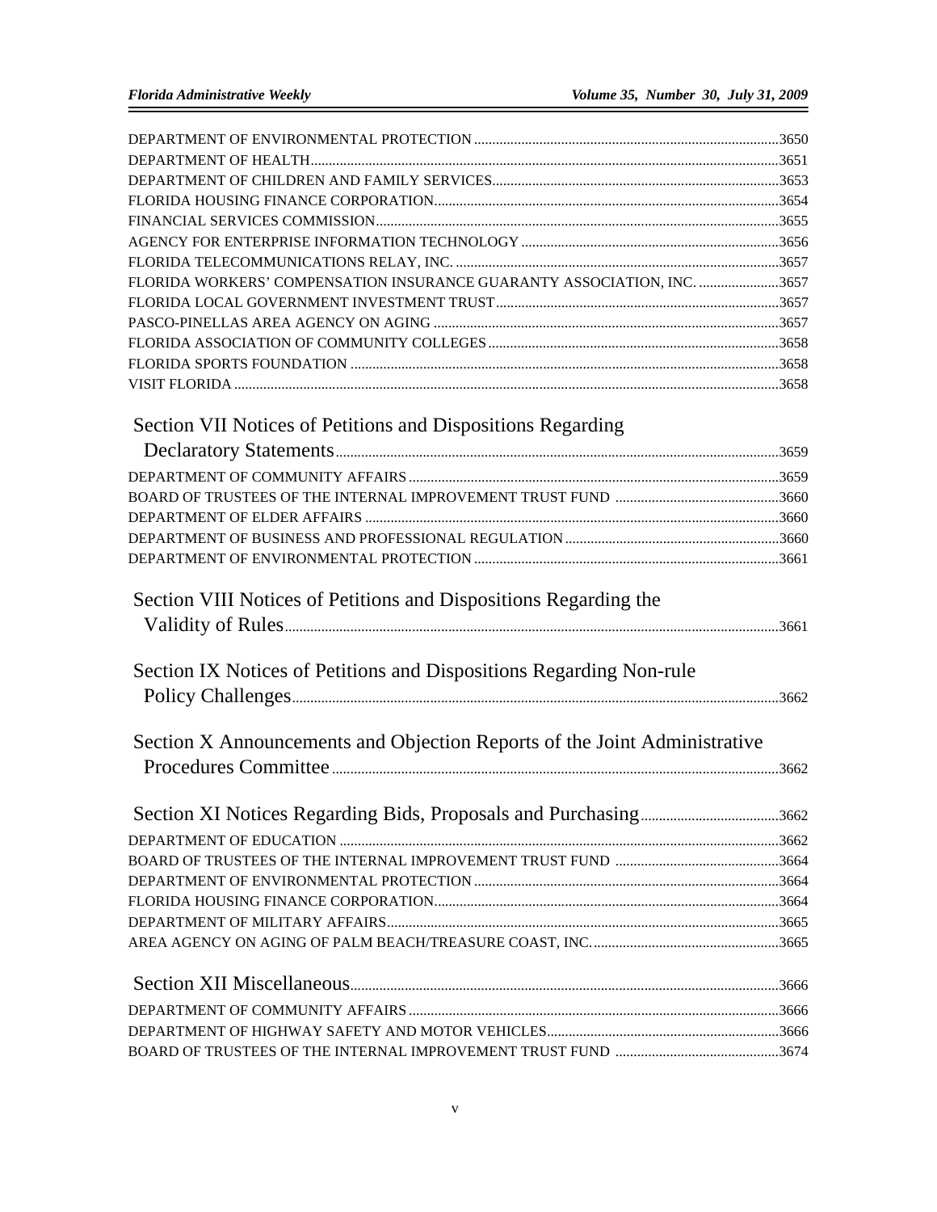DEPARTMENT OF ENVIRONMENTAL PROTECTION....3650
DEPARTMENT OF HEALTH....3651
DEPARTMENT OF CHILDREN AND FAMILY SERVICES....3653
FLORIDA HOUSING FINANCE CORPORATION....3654
FINANCIAL SERVICES COMMISSION....3655
AGENCY FOR ENTERPRISE INFORMATION TECHNOLOGY....3656
FLORIDA TELECOMMUNICATIONS RELAY, INC. ....3657
FLORIDA WORKERS' COMPENSATION INSURANCE GUARANTY ASSOCIATION, INC. ....3657
FLORIDA LOCAL GOVERNMENT INVESTMENT TRUST....3657
PASCO-PINELLAS AREA AGENCY ON AGING....3657
FLORIDA ASSOCIATION OF COMMUNITY COLLEGES....3658
FLORIDA SPORTS FOUNDATION....3658
VISIT FLORIDA....3658

## Section VII Notices of Petitions and Dispositions Regarding Declaratory Statements....3659

DEPARTMENT OF COMMUNITY AFFAIRS....3659
BOARD OF TRUSTEES OF THE INTERNAL IMPROVEMENT TRUST FUND....3660
DEPARTMENT OF ELDER AFFAIRS....3660
DEPARTMENT OF BUSINESS AND PROFESSIONAL REGULATION....3660
DEPARTMENT OF ENVIRONMENTAL PROTECTION....3661

## Section VIII Notices of Petitions and Dispositions Regarding the Validity of Rules....3661

## Section IX Notices of Petitions and Dispositions Regarding Non-rule Policy Challenges....3662

## Section X Announcements and Objection Reports of the Joint Administrative Procedures Committee....3662

## Section XI Notices Regarding Bids, Proposals and Purchasing....3662

DEPARTMENT OF EDUCATION....3662
BOARD OF TRUSTEES OF THE INTERNAL IMPROVEMENT TRUST FUND....3664
DEPARTMENT OF ENVIRONMENTAL PROTECTION....3664
FLORIDA HOUSING FINANCE CORPORATION....3664
DEPARTMENT OF MILITARY AFFAIRS....3665
AREA AGENCY ON AGING OF PALM BEACH/TREASURE COAST, INC. ....3665

## Section XII Miscellaneous....3666

DEPARTMENT OF COMMUNITY AFFAIRS....3666
DEPARTMENT OF HIGHWAY SAFETY AND MOTOR VEHICLES....3666
BOARD OF TRUSTEES OF THE INTERNAL IMPROVEMENT TRUST FUND....3674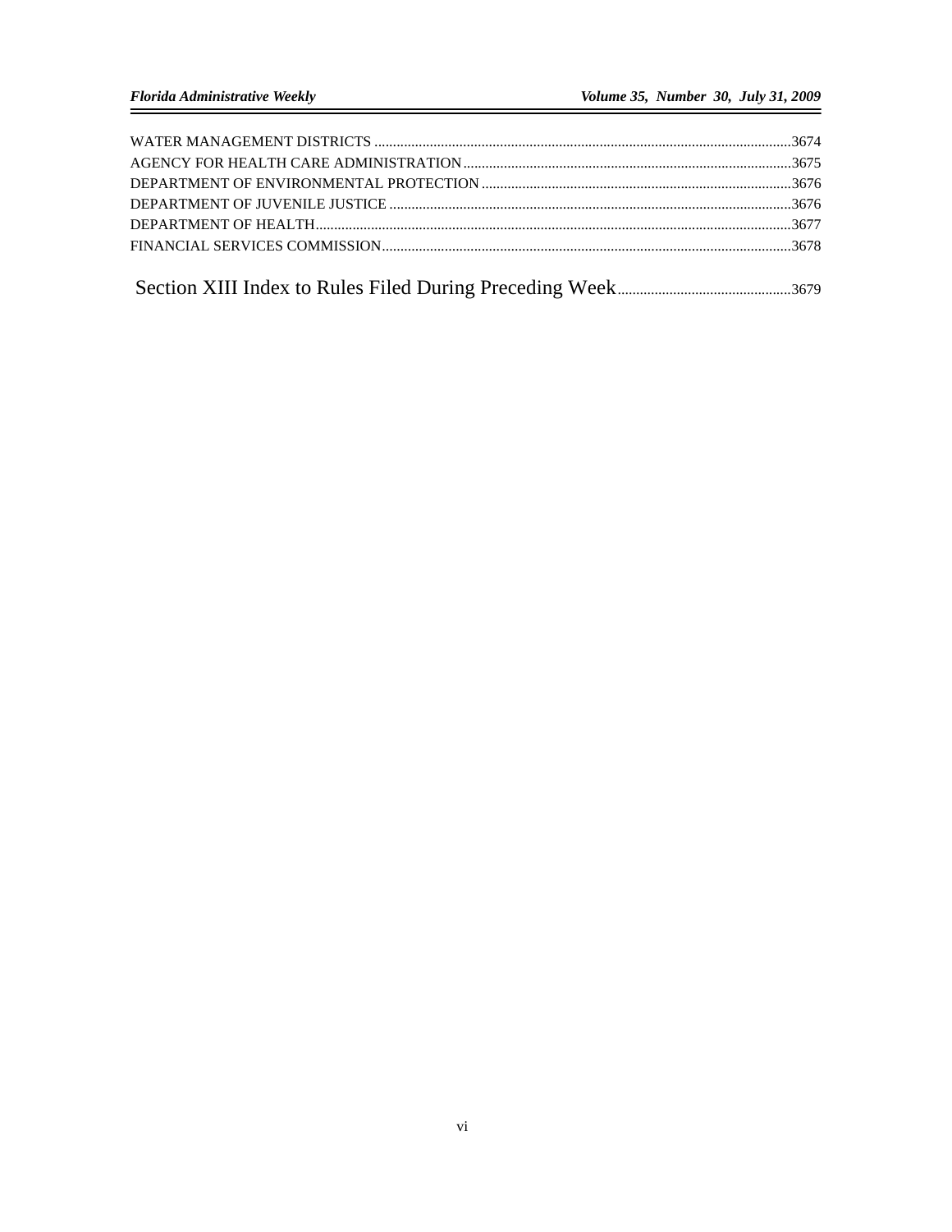WATER MANAGEMENT DISTRICTS .....3674
AGENCY FOR HEALTH CARE ADMINISTRATION.....3675
DEPARTMENT OF ENVIRONMENTAL PROTECTION .....3676
DEPARTMENT OF JUVENILE JUSTICE .....3676
DEPARTMENT OF HEALTH.....3677
FINANCIAL SERVICES COMMISSION.....3678

Section XIII Index to Rules Filed During Preceding Week.....3679